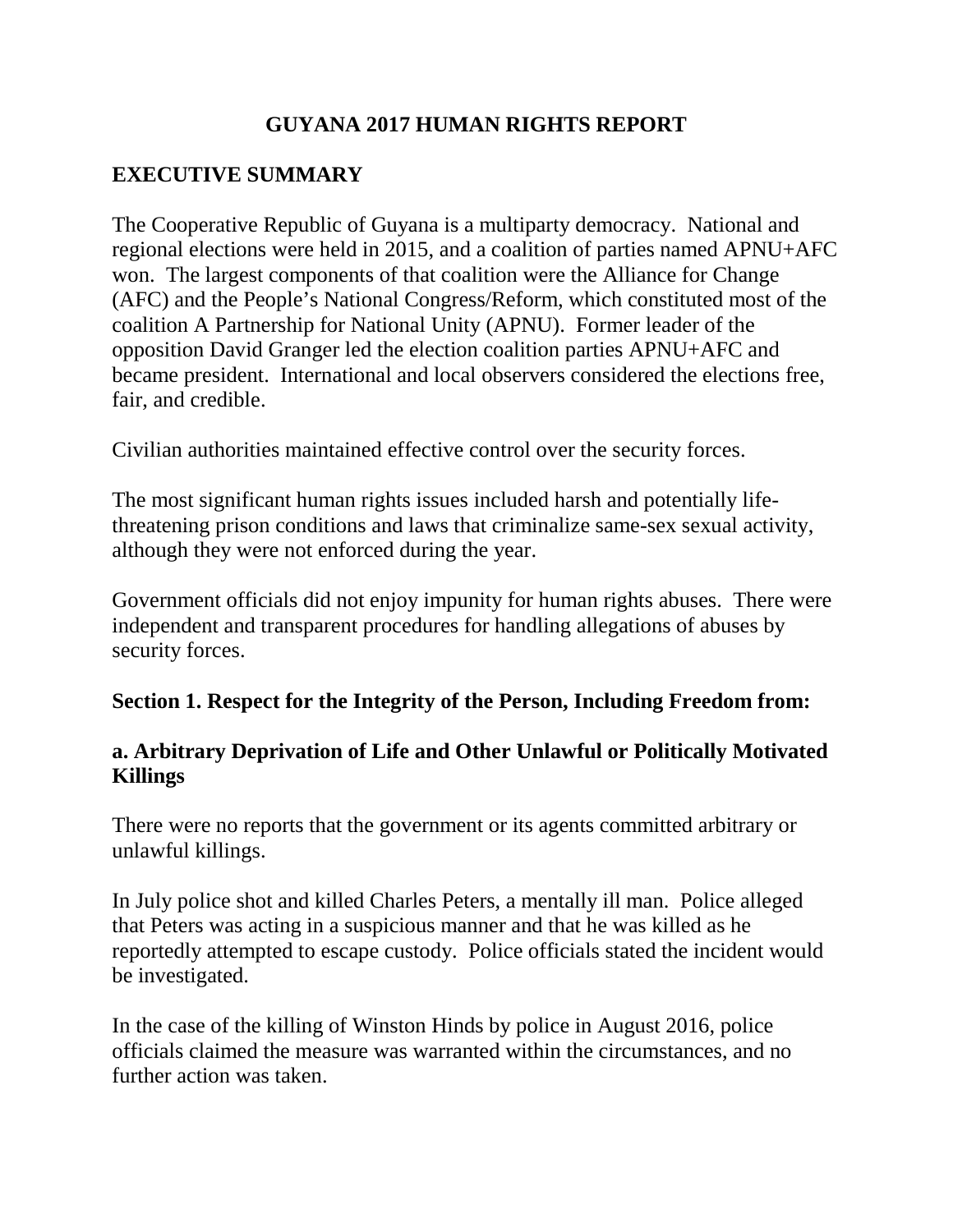# GUYANA 2017 HUMAN RIGHTS REPORT

## EXECUTIVE SUMMARY

The Cooperative Republic of Guyana is a multiparty democracy. National and regional elections were held in 2015, and a coalition of parties named APNU+AFC won. The largest components of that coalition were the Alliance for Change (AFC) and the People's National Congress/Reform, which constituted most of the coalition A Partnership for National Unity (APNU). Former leader of the opposition David Granger led the election coalition parties APNU+AFC and became president. International and local observers considered the elections free, fair, and credible.

Civilian authorities maintained effective control over the security forces.

The most significant human rights issues included harsh and potentially life-threatening prison conditions and laws that criminalize same-sex sexual activity, although they were not enforced during the year.

Government officials did not enjoy impunity for human rights abuses. There were independent and transparent procedures for handling allegations of abuses by security forces.

## Section 1. Respect for the Integrity of the Person, Including Freedom from:

### a. Arbitrary Deprivation of Life and Other Unlawful or Politically Motivated Killings

There were no reports that the government or its agents committed arbitrary or unlawful killings.

In July police shot and killed Charles Peters, a mentally ill man. Police alleged that Peters was acting in a suspicious manner and that he was killed as he reportedly attempted to escape custody. Police officials stated the incident would be investigated.

In the case of the killing of Winston Hinds by police in August 2016, police officials claimed the measure was warranted within the circumstances, and no further action was taken.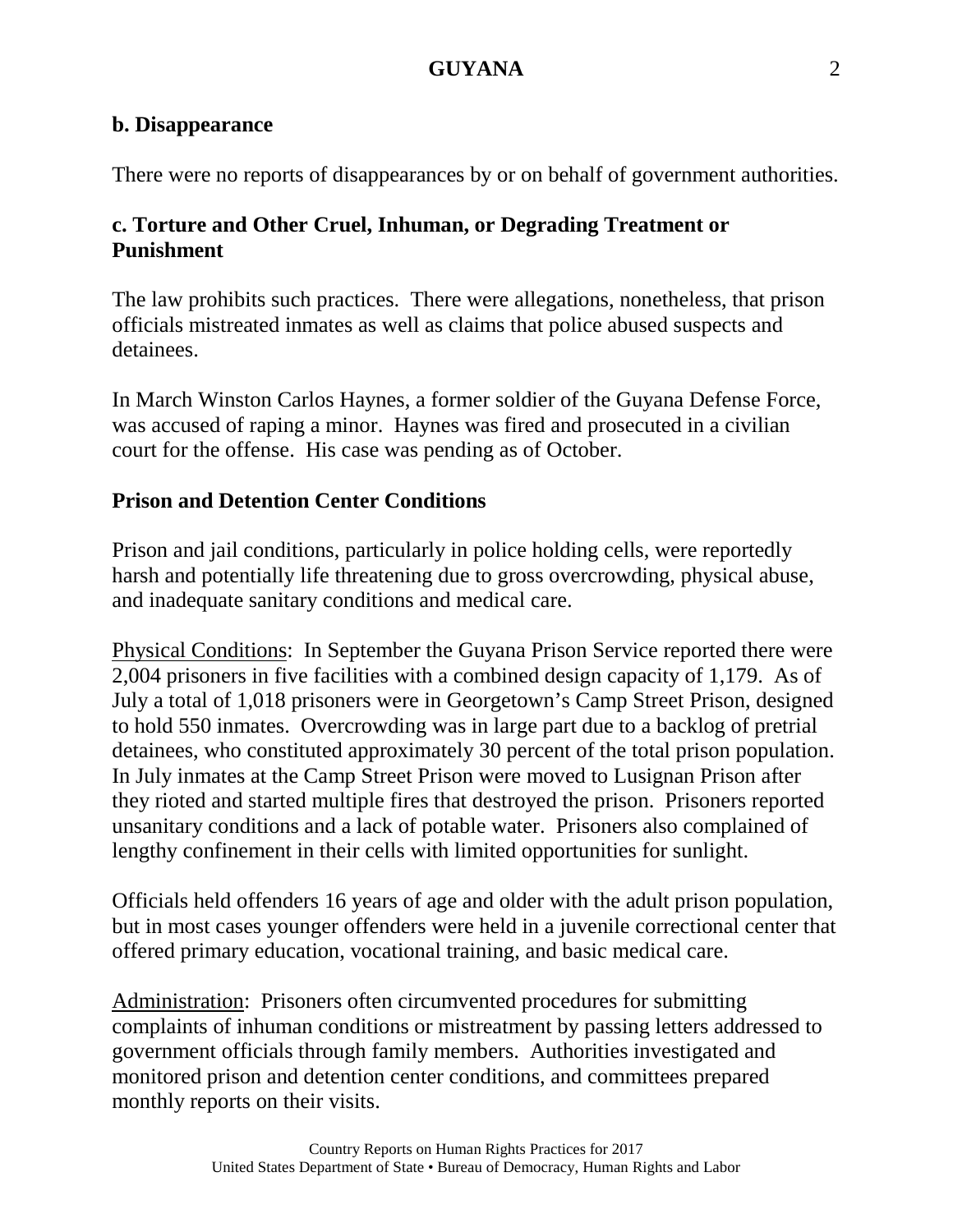**b. Disappearance**

There were no reports of disappearances by or on behalf of government authorities.

**c. Torture and Other Cruel, Inhuman, or Degrading Treatment or Punishment**

The law prohibits such practices. There were allegations, nonetheless, that prison officials mistreated inmates as well as claims that police abused suspects and detainees.

In March Winston Carlos Haynes, a former soldier of the Guyana Defense Force, was accused of raping a minor. Haynes was fired and prosecuted in a civilian court for the offense. His case was pending as of October.

**Prison and Detention Center Conditions**

Prison and jail conditions, particularly in police holding cells, were reportedly harsh and potentially life threatening due to gross overcrowding, physical abuse, and inadequate sanitary conditions and medical care.

Physical Conditions: In September the Guyana Prison Service reported there were 2,004 prisoners in five facilities with a combined design capacity of 1,179. As of July a total of 1,018 prisoners were in Georgetown's Camp Street Prison, designed to hold 550 inmates. Overcrowding was in large part due to a backlog of pretrial detainees, who constituted approximately 30 percent of the total prison population. In July inmates at the Camp Street Prison were moved to Lusignan Prison after they rioted and started multiple fires that destroyed the prison. Prisoners reported unsanitary conditions and a lack of potable water. Prisoners also complained of lengthy confinement in their cells with limited opportunities for sunlight.

Officials held offenders 16 years of age and older with the adult prison population, but in most cases younger offenders were held in a juvenile correctional center that offered primary education, vocational training, and basic medical care.

Administration: Prisoners often circumvented procedures for submitting complaints of inhuman conditions or mistreatment by passing letters addressed to government officials through family members. Authorities investigated and monitored prison and detention center conditions, and committees prepared monthly reports on their visits.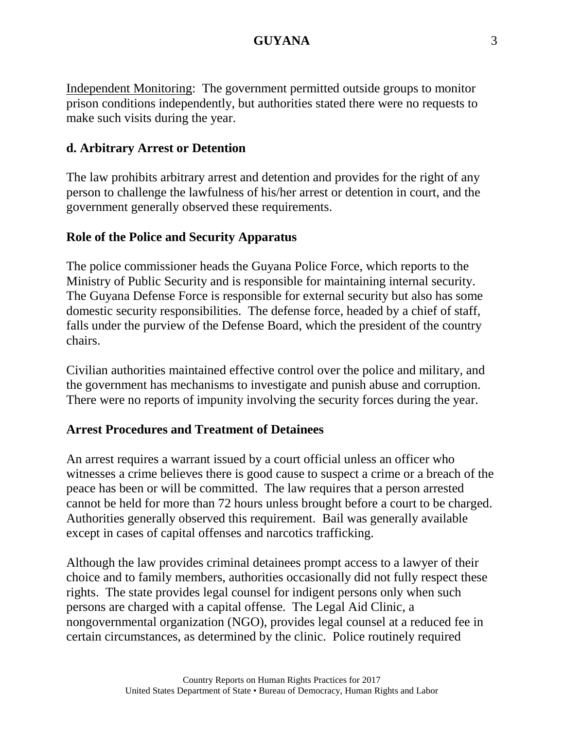Independent Monitoring: The government permitted outside groups to monitor prison conditions independently, but authorities stated there were no requests to make such visits during the year.

### d. Arbitrary Arrest or Detention

The law prohibits arbitrary arrest and detention and provides for the right of any person to challenge the lawfulness of his/her arrest or detention in court, and the government generally observed these requirements.

### Role of the Police and Security Apparatus

The police commissioner heads the Guyana Police Force, which reports to the Ministry of Public Security and is responsible for maintaining internal security. The Guyana Defense Force is responsible for external security but also has some domestic security responsibilities. The defense force, headed by a chief of staff, falls under the purview of the Defense Board, which the president of the country chairs.

Civilian authorities maintained effective control over the police and military, and the government has mechanisms to investigate and punish abuse and corruption. There were no reports of impunity involving the security forces during the year.

### Arrest Procedures and Treatment of Detainees

An arrest requires a warrant issued by a court official unless an officer who witnesses a crime believes there is good cause to suspect a crime or a breach of the peace has been or will be committed. The law requires that a person arrested cannot be held for more than 72 hours unless brought before a court to be charged. Authorities generally observed this requirement. Bail was generally available except in cases of capital offenses and narcotics trafficking.

Although the law provides criminal detainees prompt access to a lawyer of their choice and to family members, authorities occasionally did not fully respect these rights. The state provides legal counsel for indigent persons only when such persons are charged with a capital offense. The Legal Aid Clinic, a nongovernmental organization (NGO), provides legal counsel at a reduced fee in certain circumstances, as determined by the clinic. Police routinely required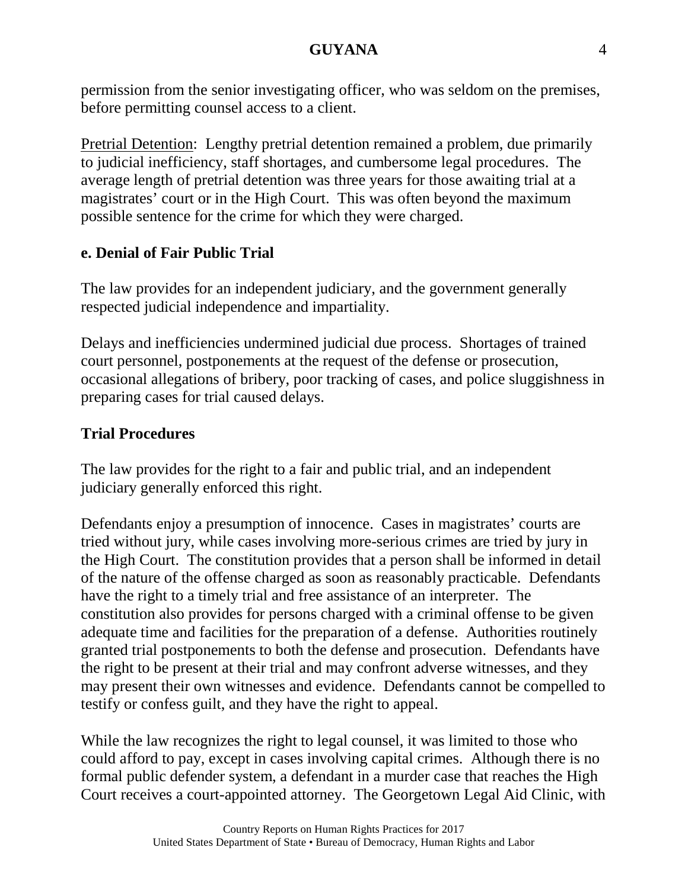permission from the senior investigating officer, who was seldom on the premises, before permitting counsel access to a client.

Pretrial Detention: Lengthy pretrial detention remained a problem, due primarily to judicial inefficiency, staff shortages, and cumbersome legal procedures. The average length of pretrial detention was three years for those awaiting trial at a magistrates' court or in the High Court. This was often beyond the maximum possible sentence for the crime for which they were charged.

### e. Denial of Fair Public Trial

The law provides for an independent judiciary, and the government generally respected judicial independence and impartiality.

Delays and inefficiencies undermined judicial due process. Shortages of trained court personnel, postponements at the request of the defense or prosecution, occasional allegations of bribery, poor tracking of cases, and police sluggishness in preparing cases for trial caused delays.

### Trial Procedures

The law provides for the right to a fair and public trial, and an independent judiciary generally enforced this right.

Defendants enjoy a presumption of innocence. Cases in magistrates' courts are tried without jury, while cases involving more-serious crimes are tried by jury in the High Court. The constitution provides that a person shall be informed in detail of the nature of the offense charged as soon as reasonably practicable. Defendants have the right to a timely trial and free assistance of an interpreter. The constitution also provides for persons charged with a criminal offense to be given adequate time and facilities for the preparation of a defense. Authorities routinely granted trial postponements to both the defense and prosecution. Defendants have the right to be present at their trial and may confront adverse witnesses, and they may present their own witnesses and evidence. Defendants cannot be compelled to testify or confess guilt, and they have the right to appeal.

While the law recognizes the right to legal counsel, it was limited to those who could afford to pay, except in cases involving capital crimes. Although there is no formal public defender system, a defendant in a murder case that reaches the High Court receives a court-appointed attorney. The Georgetown Legal Aid Clinic, with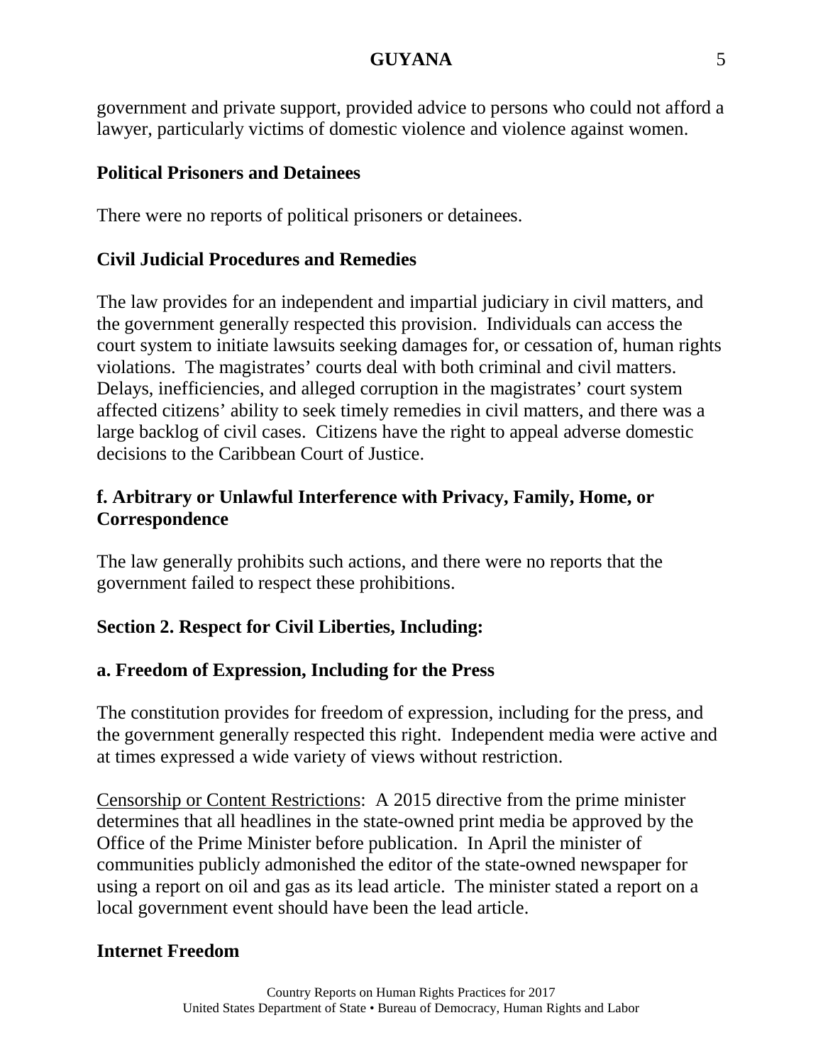government and private support, provided advice to persons who could not afford a lawyer, particularly victims of domestic violence and violence against women.

**Political Prisoners and Detainees**

There were no reports of political prisoners or detainees.

**Civil Judicial Procedures and Remedies**

The law provides for an independent and impartial judiciary in civil matters, and the government generally respected this provision. Individuals can access the court system to initiate lawsuits seeking damages for, or cessation of, human rights violations. The magistrates' courts deal with both criminal and civil matters. Delays, inefficiencies, and alleged corruption in the magistrates' court system affected citizens' ability to seek timely remedies in civil matters, and there was a large backlog of civil cases. Citizens have the right to appeal adverse domestic decisions to the Caribbean Court of Justice.

## f. Arbitrary or Unlawful Interference with Privacy, Family, Home, or Correspondence

The law generally prohibits such actions, and there were no reports that the government failed to respect these prohibitions.

# Section 2. Respect for Civil Liberties, Including:

## a. Freedom of Expression, Including for the Press

The constitution provides for freedom of expression, including for the press, and the government generally respected this right. Independent media were active and at times expressed a wide variety of views without restriction.

Censorship or Content Restrictions: A 2015 directive from the prime minister determines that all headlines in the state-owned print media be approved by the Office of the Prime Minister before publication. In April the minister of communities publicly admonished the editor of the state-owned newspaper for using a report on oil and gas as its lead article. The minister stated a report on a local government event should have been the lead article.

**Internet Freedom**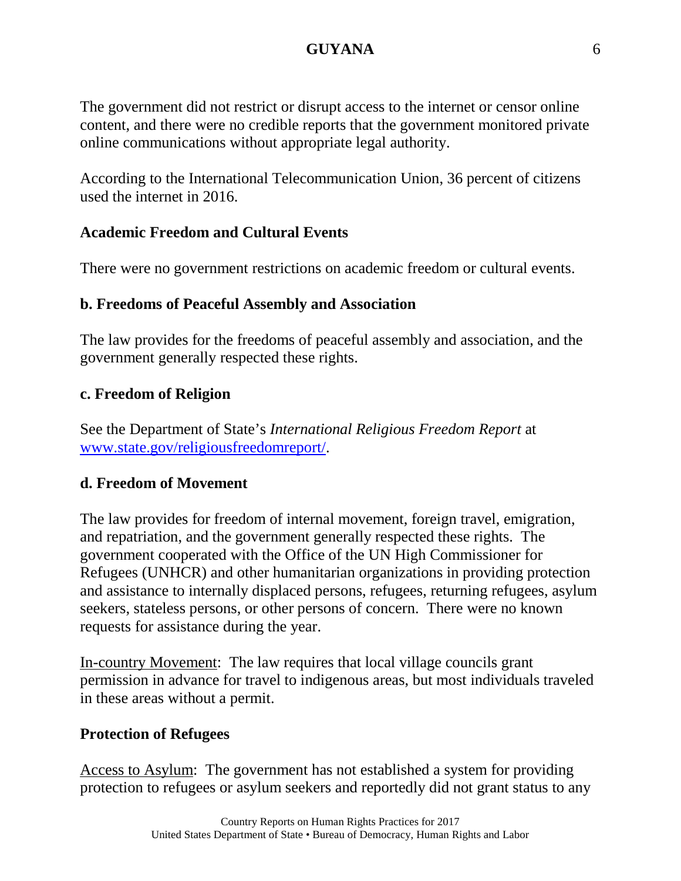The government did not restrict or disrupt access to the internet or censor online content, and there were no credible reports that the government monitored private online communications without appropriate legal authority.

According to the International Telecommunication Union, 36 percent of citizens used the internet in 2016.

**Academic Freedom and Cultural Events**

There were no government restrictions on academic freedom or cultural events.

### b. Freedoms of Peaceful Assembly and Association

The law provides for the freedoms of peaceful assembly and association, and the government generally respected these rights.

### c. Freedom of Religion

See the Department of State's *International Religious Freedom Report* at www.state.gov/religiousfreedomreport/.

### d. Freedom of Movement

The law provides for freedom of internal movement, foreign travel, emigration, and repatriation, and the government generally respected these rights. The government cooperated with the Office of the UN High Commissioner for Refugees (UNHCR) and other humanitarian organizations in providing protection and assistance to internally displaced persons, refugees, returning refugees, asylum seekers, stateless persons, or other persons of concern. There were no known requests for assistance during the year.

In-country Movement: The law requires that local village councils grant permission in advance for travel to indigenous areas, but most individuals traveled in these areas without a permit.

**Protection of Refugees**

Access to Asylum: The government has not established a system for providing protection to refugees or asylum seekers and reportedly did not grant status to any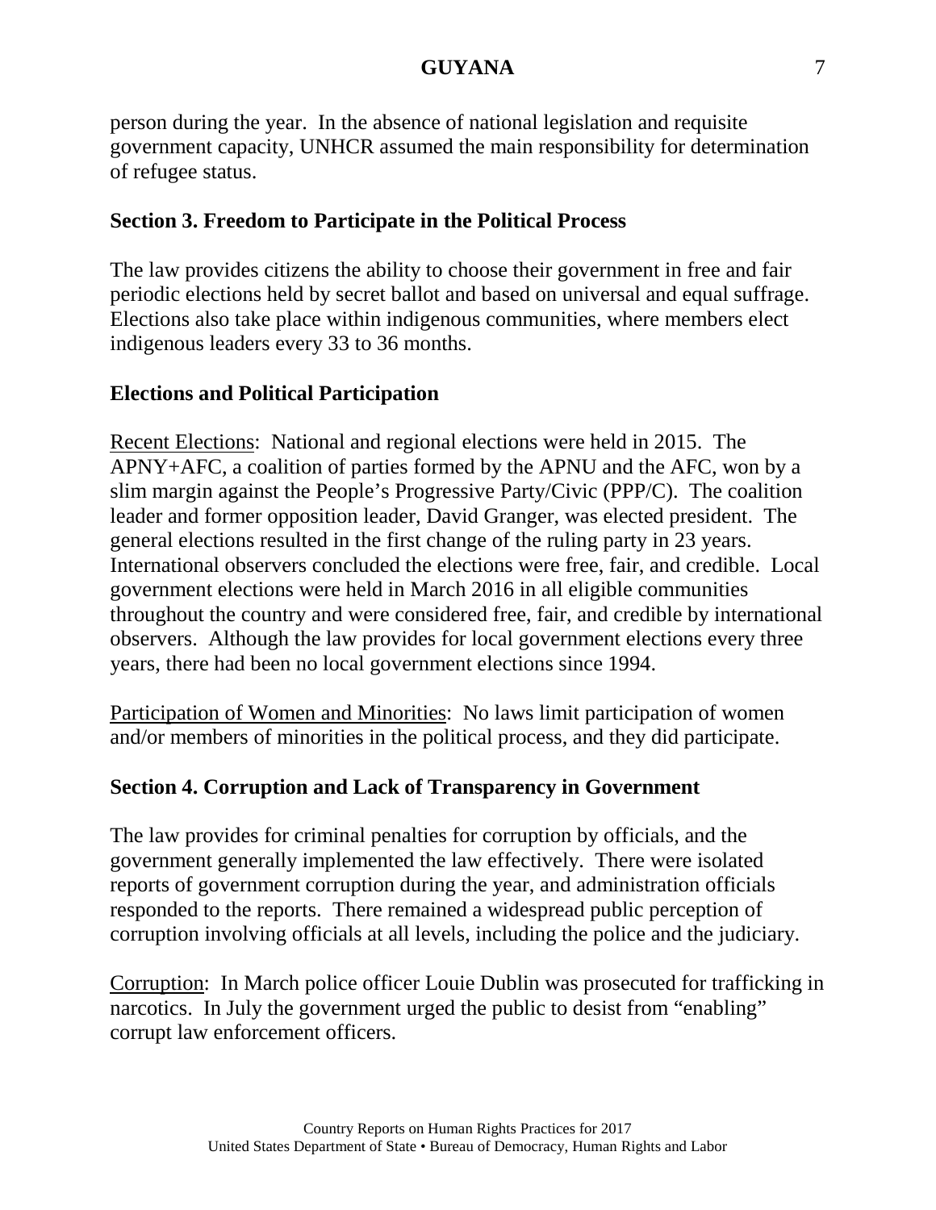person during the year. In the absence of national legislation and requisite government capacity, UNHCR assumed the main responsibility for determination of refugee status.

## Section 3. Freedom to Participate in the Political Process

The law provides citizens the ability to choose their government in free and fair periodic elections held by secret ballot and based on universal and equal suffrage. Elections also take place within indigenous communities, where members elect indigenous leaders every 33 to 36 months.

### Elections and Political Participation

Recent Elections: National and regional elections were held in 2015. The APNY+AFC, a coalition of parties formed by the APNU and the AFC, won by a slim margin against the People's Progressive Party/Civic (PPP/C). The coalition leader and former opposition leader, David Granger, was elected president. The general elections resulted in the first change of the ruling party in 23 years. International observers concluded the elections were free, fair, and credible. Local government elections were held in March 2016 in all eligible communities throughout the country and were considered free, fair, and credible by international observers. Although the law provides for local government elections every three years, there had been no local government elections since 1994.

Participation of Women and Minorities: No laws limit participation of women and/or members of minorities in the political process, and they did participate.

## Section 4. Corruption and Lack of Transparency in Government

The law provides for criminal penalties for corruption by officials, and the government generally implemented the law effectively. There were isolated reports of government corruption during the year, and administration officials responded to the reports. There remained a widespread public perception of corruption involving officials at all levels, including the police and the judiciary.

Corruption: In March police officer Louie Dublin was prosecuted for trafficking in narcotics. In July the government urged the public to desist from "enabling" corrupt law enforcement officers.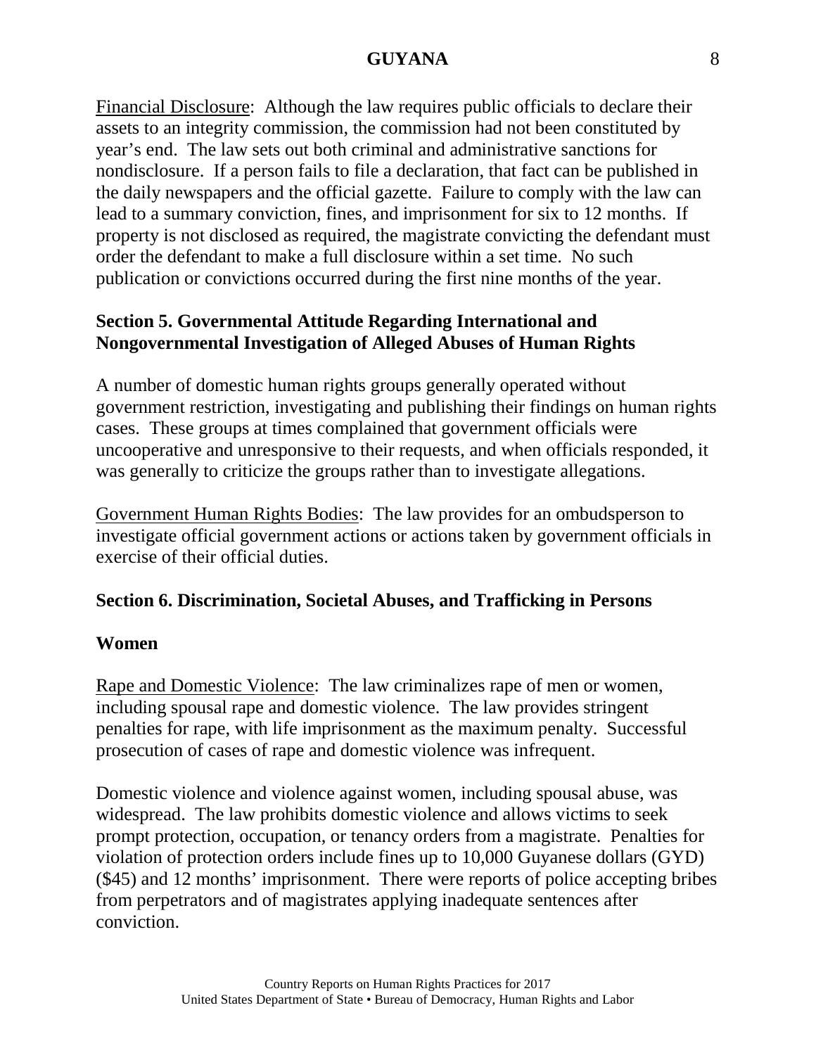Financial Disclosure: Although the law requires public officials to declare their assets to an integrity commission, the commission had not been constituted by year's end. The law sets out both criminal and administrative sanctions for nondisclosure. If a person fails to file a declaration, that fact can be published in the daily newspapers and the official gazette. Failure to comply with the law can lead to a summary conviction, fines, and imprisonment for six to 12 months. If property is not disclosed as required, the magistrate convicting the defendant must order the defendant to make a full disclosure within a set time. No such publication or convictions occurred during the first nine months of the year.

## Section 5. Governmental Attitude Regarding International and Nongovernmental Investigation of Alleged Abuses of Human Rights

A number of domestic human rights groups generally operated without government restriction, investigating and publishing their findings on human rights cases. These groups at times complained that government officials were uncooperative and unresponsive to their requests, and when officials responded, it was generally to criticize the groups rather than to investigate allegations.

Government Human Rights Bodies: The law provides for an ombudsperson to investigate official government actions or actions taken by government officials in exercise of their official duties.

## Section 6. Discrimination, Societal Abuses, and Trafficking in Persons

### Women

Rape and Domestic Violence: The law criminalizes rape of men or women, including spousal rape and domestic violence. The law provides stringent penalties for rape, with life imprisonment as the maximum penalty. Successful prosecution of cases of rape and domestic violence was infrequent.

Domestic violence and violence against women, including spousal abuse, was widespread. The law prohibits domestic violence and allows victims to seek prompt protection, occupation, or tenancy orders from a magistrate. Penalties for violation of protection orders include fines up to 10,000 Guyanese dollars (GYD) ($45) and 12 months' imprisonment. There were reports of police accepting bribes from perpetrators and of magistrates applying inadequate sentences after conviction.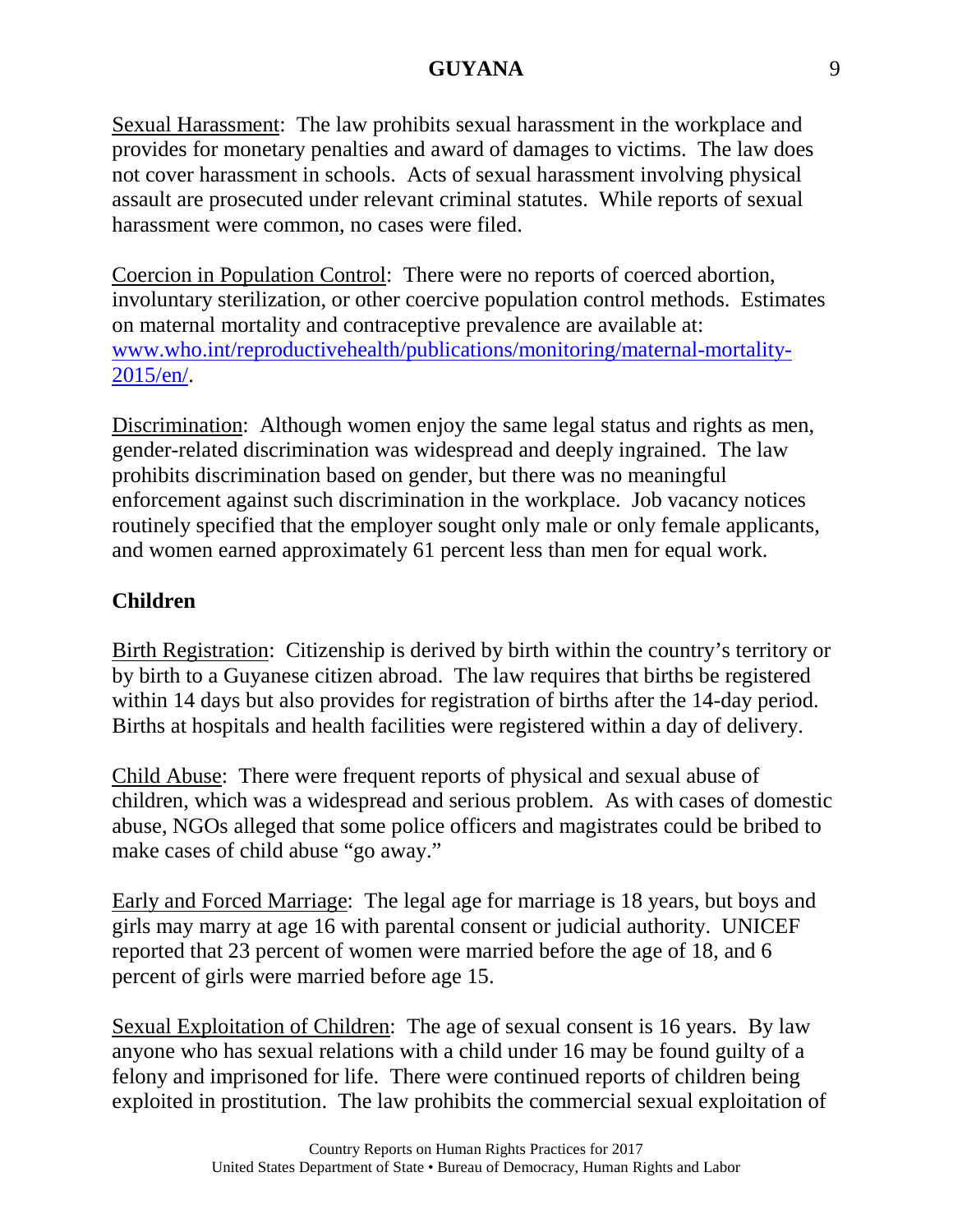Sexual Harassment: The law prohibits sexual harassment in the workplace and provides for monetary penalties and award of damages to victims. The law does not cover harassment in schools. Acts of sexual harassment involving physical assault are prosecuted under relevant criminal statutes. While reports of sexual harassment were common, no cases were filed.

Coercion in Population Control: There were no reports of coerced abortion, involuntary sterilization, or other coercive population control methods. Estimates on maternal mortality and contraceptive prevalence are available at: [www.who.int/reproductivehealth/publications/monitoring/maternal-mortality-2015/en/](www.who.int/reproductivehealth/publications/monitoring/maternal-mortality-2015/en/).

Discrimination: Although women enjoy the same legal status and rights as men, gender-related discrimination was widespread and deeply ingrained. The law prohibits discrimination based on gender, but there was no meaningful enforcement against such discrimination in the workplace. Job vacancy notices routinely specified that the employer sought only male or only female applicants, and women earned approximately 61 percent less than men for equal work.

**Children**

Birth Registration: Citizenship is derived by birth within the country's territory or by birth to a Guyanese citizen abroad. The law requires that births be registered within 14 days but also provides for registration of births after the 14-day period. Births at hospitals and health facilities were registered within a day of delivery.

Child Abuse: There were frequent reports of physical and sexual abuse of children, which was a widespread and serious problem. As with cases of domestic abuse, NGOs alleged that some police officers and magistrates could be bribed to make cases of child abuse "go away."

Early and Forced Marriage: The legal age for marriage is 18 years, but boys and girls may marry at age 16 with parental consent or judicial authority. UNICEF reported that 23 percent of women were married before the age of 18, and 6 percent of girls were married before age 15.

Sexual Exploitation of Children: The age of sexual consent is 16 years. By law anyone who has sexual relations with a child under 16 may be found guilty of a felony and imprisoned for life. There were continued reports of children being exploited in prostitution. The law prohibits the commercial sexual exploitation of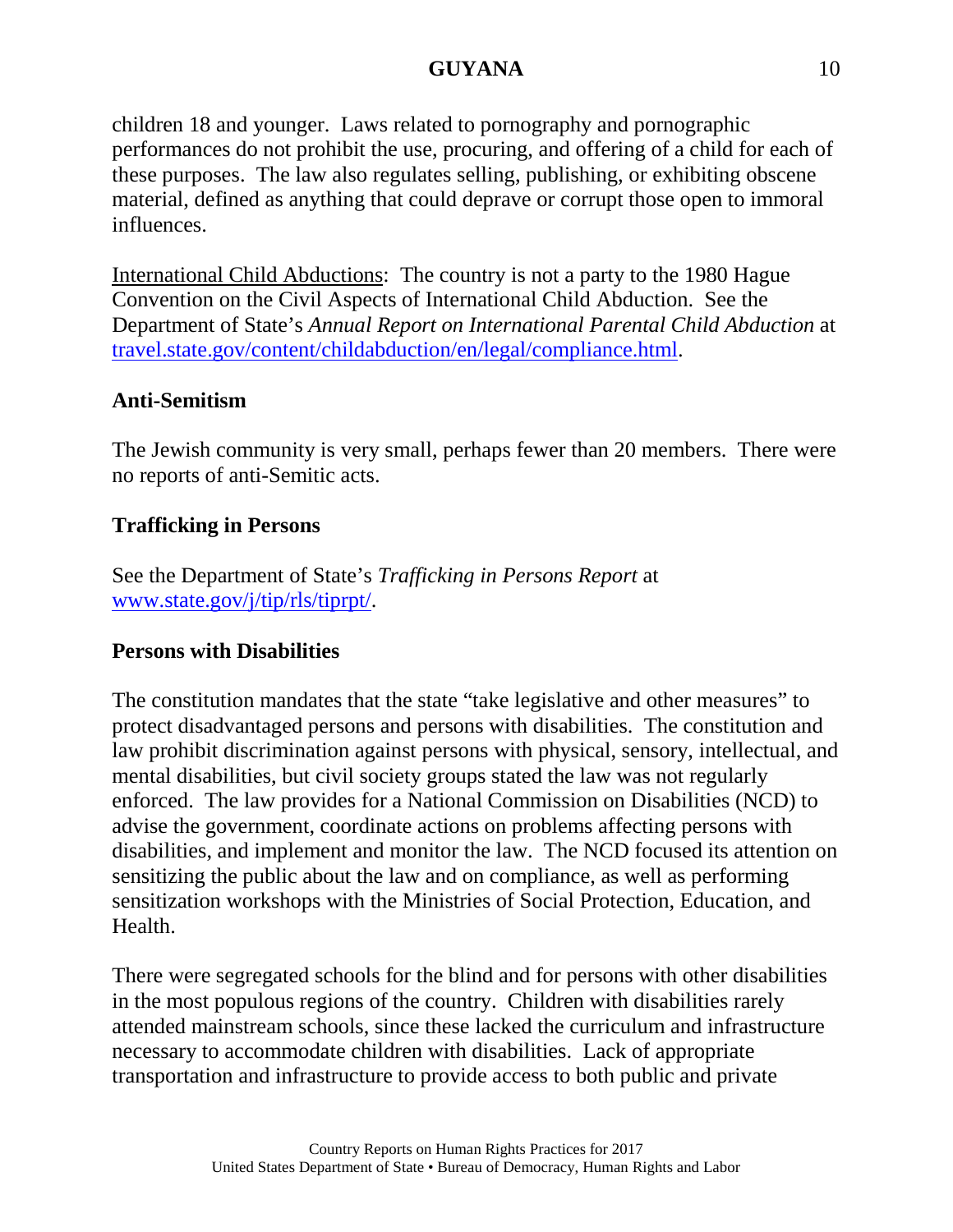children 18 and younger. Laws related to pornography and pornographic performances do not prohibit the use, procuring, and offering of a child for each of these purposes. The law also regulates selling, publishing, or exhibiting obscene material, defined as anything that could deprave or corrupt those open to immoral influences.

International Child Abductions: The country is not a party to the 1980 Hague Convention on the Civil Aspects of International Child Abduction. See the Department of State's *Annual Report on International Parental Child Abduction* at [travel.state.gov/content/childabduction/en/legal/compliance.html](travel.state.gov/content/childabduction/en/legal/compliance.html).

**Anti-Semitism**

The Jewish community is very small, perhaps fewer than 20 members. There were no reports of anti-Semitic acts.

**Trafficking in Persons**

See the Department of State's *Trafficking in Persons Report* at [www.state.gov/j/tip/rls/tiprpt/](www.state.gov/j/tip/rls/tiprpt/).

**Persons with Disabilities**

The constitution mandates that the state "take legislative and other measures" to protect disadvantaged persons and persons with disabilities. The constitution and law prohibit discrimination against persons with physical, sensory, intellectual, and mental disabilities, but civil society groups stated the law was not regularly enforced. The law provides for a National Commission on Disabilities (NCD) to advise the government, coordinate actions on problems affecting persons with disabilities, and implement and monitor the law. The NCD focused its attention on sensitizing the public about the law and on compliance, as well as performing sensitization workshops with the Ministries of Social Protection, Education, and Health.

There were segregated schools for the blind and for persons with other disabilities in the most populous regions of the country. Children with disabilities rarely attended mainstream schools, since these lacked the curriculum and infrastructure necessary to accommodate children with disabilities. Lack of appropriate transportation and infrastructure to provide access to both public and private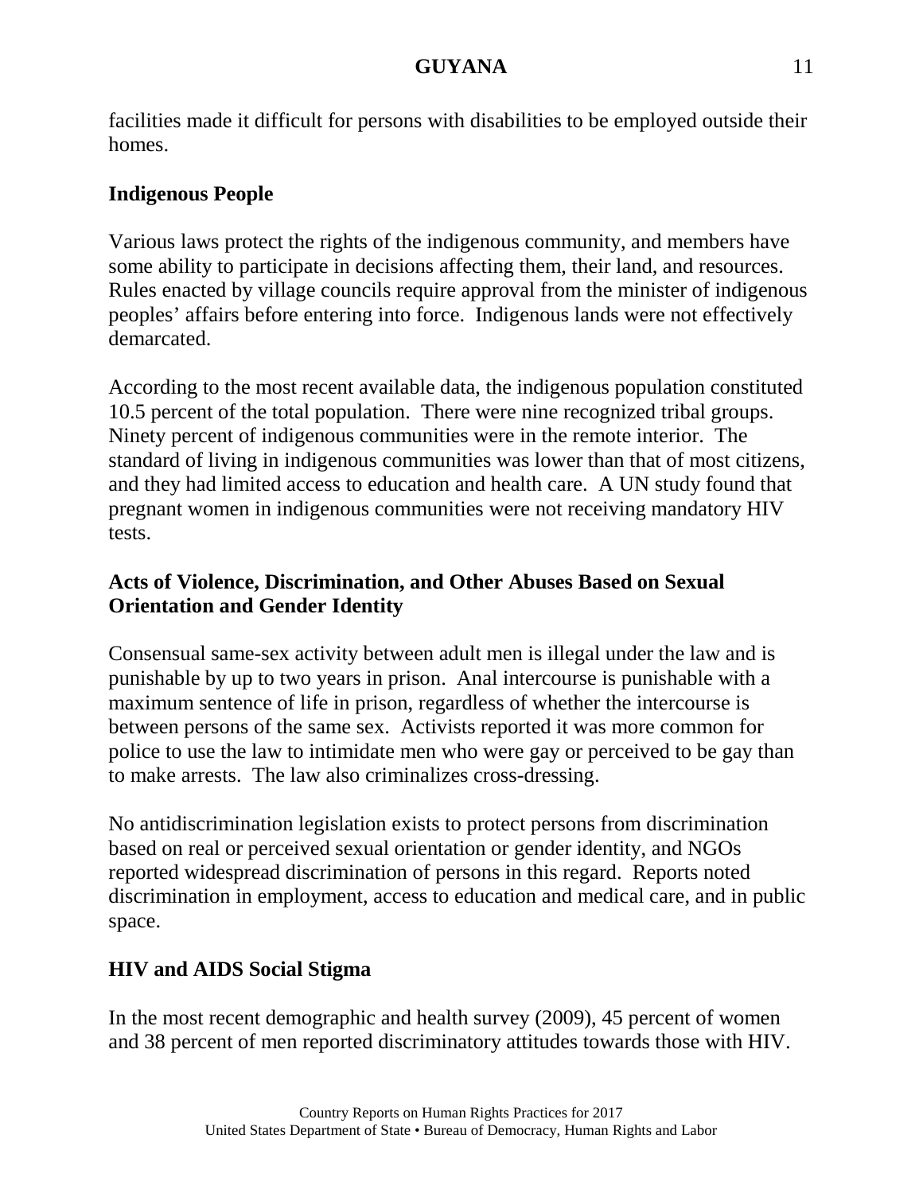facilities made it difficult for persons with disabilities to be employed outside their homes.

**Indigenous People**

Various laws protect the rights of the indigenous community, and members have some ability to participate in decisions affecting them, their land, and resources. Rules enacted by village councils require approval from the minister of indigenous peoples' affairs before entering into force. Indigenous lands were not effectively demarcated.

According to the most recent available data, the indigenous population constituted 10.5 percent of the total population. There were nine recognized tribal groups. Ninety percent of indigenous communities were in the remote interior. The standard of living in indigenous communities was lower than that of most citizens, and they had limited access to education and health care. A UN study found that pregnant women in indigenous communities were not receiving mandatory HIV tests.

**Acts of Violence, Discrimination, and Other Abuses Based on Sexual Orientation and Gender Identity**

Consensual same-sex activity between adult men is illegal under the law and is punishable by up to two years in prison. Anal intercourse is punishable with a maximum sentence of life in prison, regardless of whether the intercourse is between persons of the same sex. Activists reported it was more common for police to use the law to intimidate men who were gay or perceived to be gay than to make arrests. The law also criminalizes cross-dressing.

No antidiscrimination legislation exists to protect persons from discrimination based on real or perceived sexual orientation or gender identity, and NGOs reported widespread discrimination of persons in this regard. Reports noted discrimination in employment, access to education and medical care, and in public space.

**HIV and AIDS Social Stigma**

In the most recent demographic and health survey (2009), 45 percent of women and 38 percent of men reported discriminatory attitudes towards those with HIV.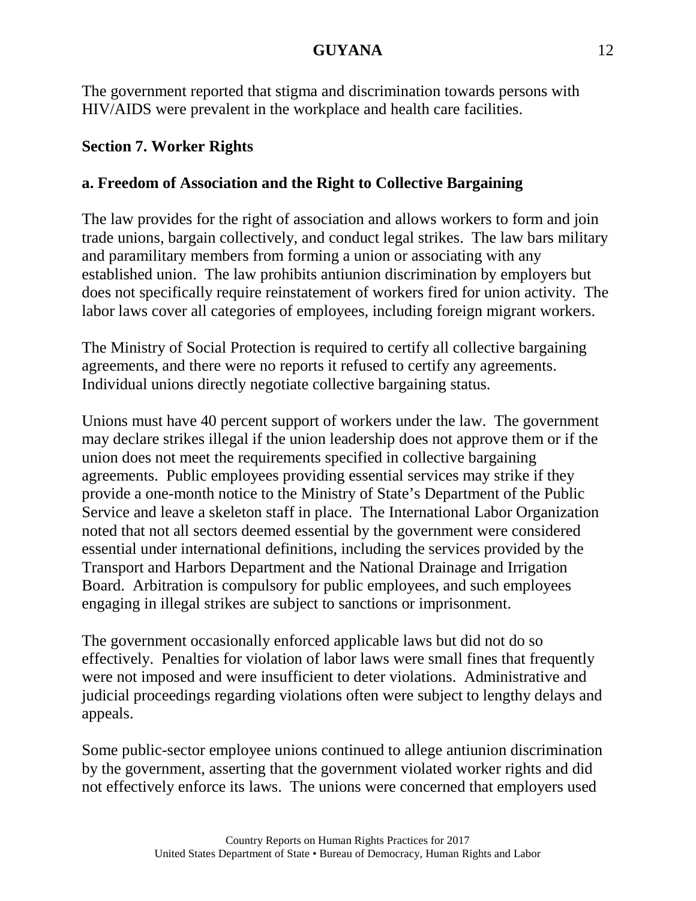The government reported that stigma and discrimination towards persons with HIV/AIDS were prevalent in the workplace and health care facilities.

## Section 7. Worker Rights

### a. Freedom of Association and the Right to Collective Bargaining

The law provides for the right of association and allows workers to form and join trade unions, bargain collectively, and conduct legal strikes. The law bars military and paramilitary members from forming a union or associating with any established union. The law prohibits antiunion discrimination by employers but does not specifically require reinstatement of workers fired for union activity. The labor laws cover all categories of employees, including foreign migrant workers.

The Ministry of Social Protection is required to certify all collective bargaining agreements, and there were no reports it refused to certify any agreements. Individual unions directly negotiate collective bargaining status.

Unions must have 40 percent support of workers under the law. The government may declare strikes illegal if the union leadership does not approve them or if the union does not meet the requirements specified in collective bargaining agreements. Public employees providing essential services may strike if they provide a one-month notice to the Ministry of State's Department of the Public Service and leave a skeleton staff in place. The International Labor Organization noted that not all sectors deemed essential by the government were considered essential under international definitions, including the services provided by the Transport and Harbors Department and the National Drainage and Irrigation Board. Arbitration is compulsory for public employees, and such employees engaging in illegal strikes are subject to sanctions or imprisonment.

The government occasionally enforced applicable laws but did not do so effectively. Penalties for violation of labor laws were small fines that frequently were not imposed and were insufficient to deter violations. Administrative and judicial proceedings regarding violations often were subject to lengthy delays and appeals.

Some public-sector employee unions continued to allege antiunion discrimination by the government, asserting that the government violated worker rights and did not effectively enforce its laws. The unions were concerned that employers used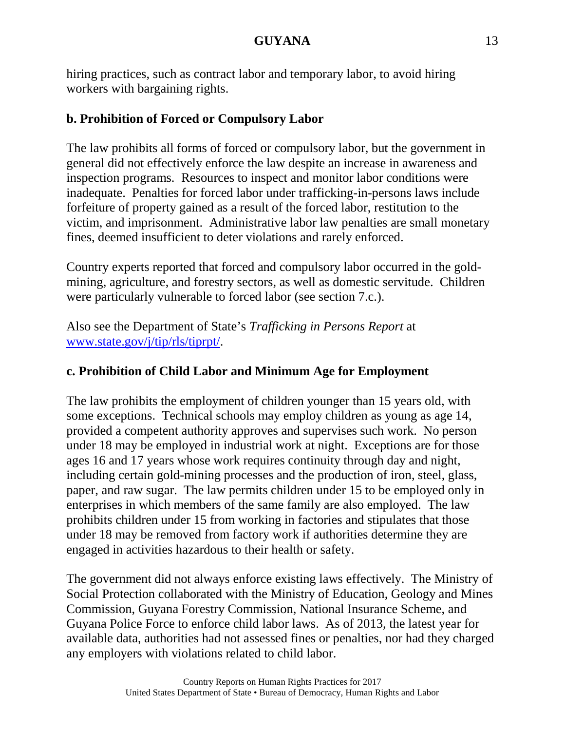hiring practices, such as contract labor and temporary labor, to avoid hiring workers with bargaining rights.

### b. Prohibition of Forced or Compulsory Labor

The law prohibits all forms of forced or compulsory labor, but the government in general did not effectively enforce the law despite an increase in awareness and inspection programs. Resources to inspect and monitor labor conditions were inadequate. Penalties for forced labor under trafficking-in-persons laws include forfeiture of property gained as a result of the forced labor, restitution to the victim, and imprisonment. Administrative labor law penalties are small monetary fines, deemed insufficient to deter violations and rarely enforced.

Country experts reported that forced and compulsory labor occurred in the gold-mining, agriculture, and forestry sectors, as well as domestic servitude. Children were particularly vulnerable to forced labor (see section 7.c.).

Also see the Department of State's *Trafficking in Persons Report* at [www.state.gov/j/tip/rls/tiprpt/](www.state.gov/j/tip/rls/tiprpt/).

### c. Prohibition of Child Labor and Minimum Age for Employment

The law prohibits the employment of children younger than 15 years old, with some exceptions. Technical schools may employ children as young as age 14, provided a competent authority approves and supervises such work. No person under 18 may be employed in industrial work at night. Exceptions are for those ages 16 and 17 years whose work requires continuity through day and night, including certain gold-mining processes and the production of iron, steel, glass, paper, and raw sugar. The law permits children under 15 to be employed only in enterprises in which members of the same family are also employed. The law prohibits children under 15 from working in factories and stipulates that those under 18 may be removed from factory work if authorities determine they are engaged in activities hazardous to their health or safety.

The government did not always enforce existing laws effectively. The Ministry of Social Protection collaborated with the Ministry of Education, Geology and Mines Commission, Guyana Forestry Commission, National Insurance Scheme, and Guyana Police Force to enforce child labor laws. As of 2013, the latest year for available data, authorities had not assessed fines or penalties, nor had they charged any employers with violations related to child labor.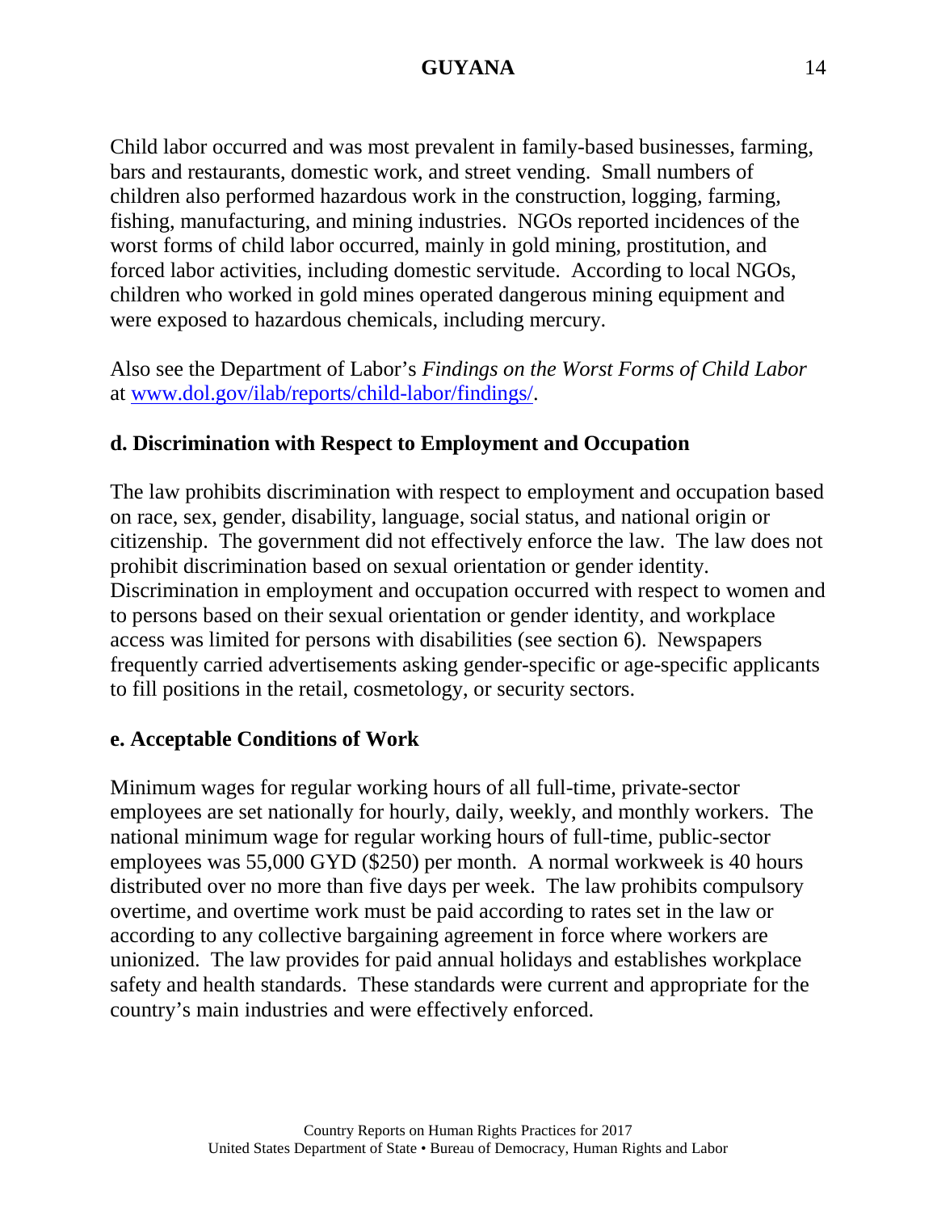Child labor occurred and was most prevalent in family-based businesses, farming, bars and restaurants, domestic work, and street vending. Small numbers of children also performed hazardous work in the construction, logging, farming, fishing, manufacturing, and mining industries. NGOs reported incidences of the worst forms of child labor occurred, mainly in gold mining, prostitution, and forced labor activities, including domestic servitude. According to local NGOs, children who worked in gold mines operated dangerous mining equipment and were exposed to hazardous chemicals, including mercury.

Also see the Department of Labor's *Findings on the Worst Forms of Child Labor* at [www.dol.gov/ilab/reports/child-labor/findings/](www.dol.gov/ilab/reports/child-labor/findings/).

**d. Discrimination with Respect to Employment and Occupation**

The law prohibits discrimination with respect to employment and occupation based on race, sex, gender, disability, language, social status, and national origin or citizenship. The government did not effectively enforce the law. The law does not prohibit discrimination based on sexual orientation or gender identity. Discrimination in employment and occupation occurred with respect to women and to persons based on their sexual orientation or gender identity, and workplace access was limited for persons with disabilities (see section 6). Newspapers frequently carried advertisements asking gender-specific or age-specific applicants to fill positions in the retail, cosmetology, or security sectors.

**e. Acceptable Conditions of Work**

Minimum wages for regular working hours of all full-time, private-sector employees are set nationally for hourly, daily, weekly, and monthly workers. The national minimum wage for regular working hours of full-time, public-sector employees was 55,000 GYD ($250) per month. A normal workweek is 40 hours distributed over no more than five days per week. The law prohibits compulsory overtime, and overtime work must be paid according to rates set in the law or according to any collective bargaining agreement in force where workers are unionized. The law provides for paid annual holidays and establishes workplace safety and health standards. These standards were current and appropriate for the country's main industries and were effectively enforced.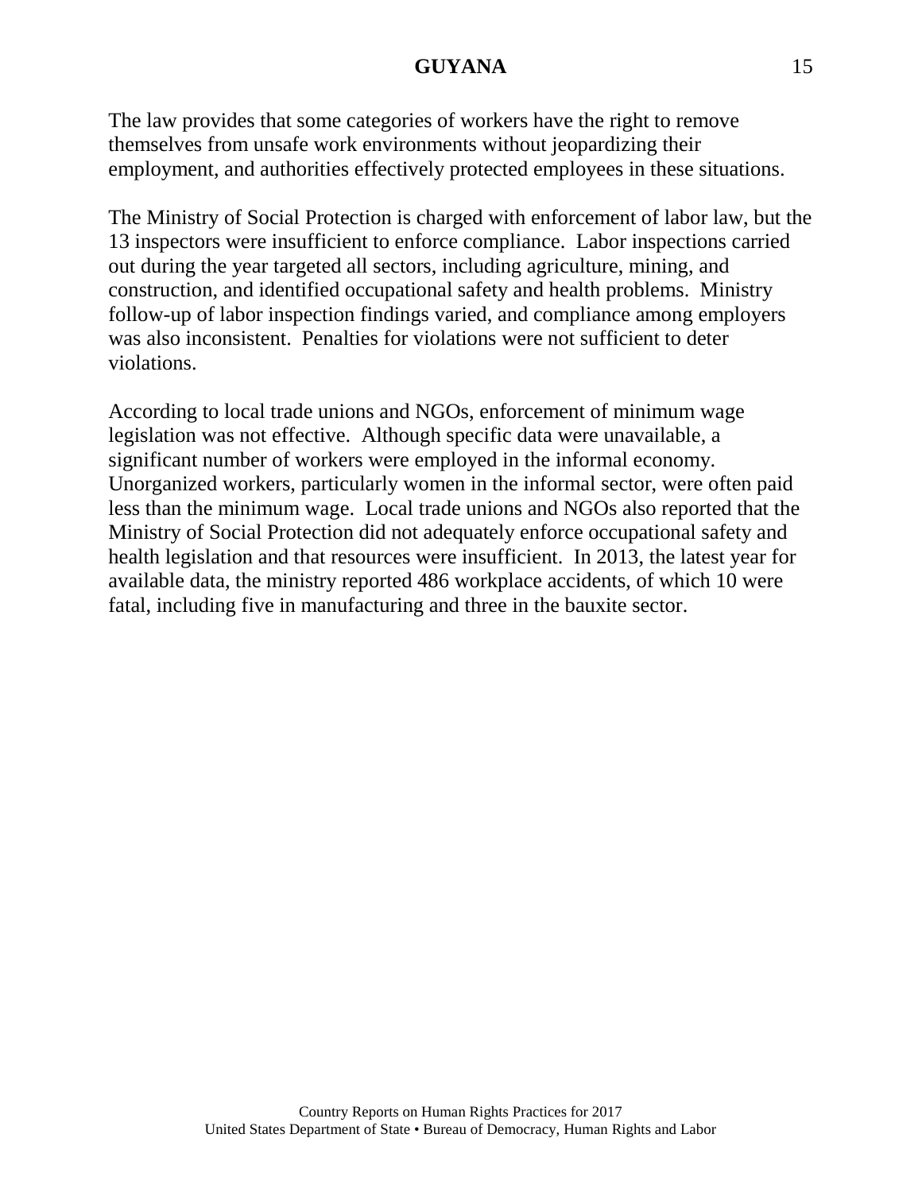The law provides that some categories of workers have the right to remove themselves from unsafe work environments without jeopardizing their employment, and authorities effectively protected employees in these situations.

The Ministry of Social Protection is charged with enforcement of labor law, but the 13 inspectors were insufficient to enforce compliance. Labor inspections carried out during the year targeted all sectors, including agriculture, mining, and construction, and identified occupational safety and health problems. Ministry follow-up of labor inspection findings varied, and compliance among employers was also inconsistent. Penalties for violations were not sufficient to deter violations.

According to local trade unions and NGOs, enforcement of minimum wage legislation was not effective. Although specific data were unavailable, a significant number of workers were employed in the informal economy. Unorganized workers, particularly women in the informal sector, were often paid less than the minimum wage. Local trade unions and NGOs also reported that the Ministry of Social Protection did not adequately enforce occupational safety and health legislation and that resources were insufficient. In 2013, the latest year for available data, the ministry reported 486 workplace accidents, of which 10 were fatal, including five in manufacturing and three in the bauxite sector.